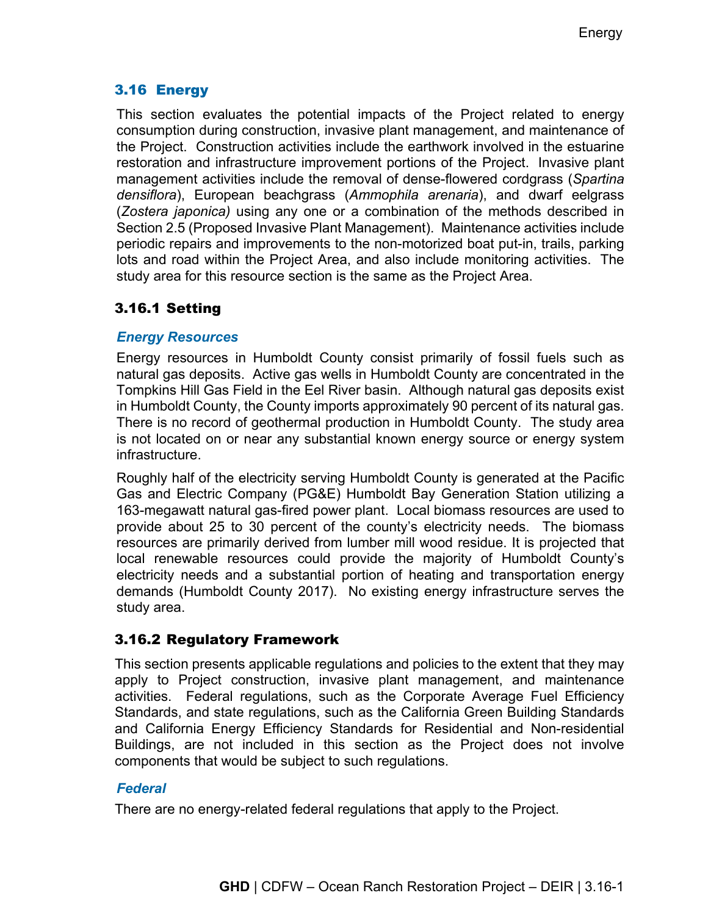## 3.16 Energy

This section evaluates the potential impacts of the Project related to energy consumption during construction, invasive plant management, and maintenance of the Project. Construction activities include the earthwork involved in the estuarine restoration and infrastructure improvement portions of the Project. Invasive plant management activities include the removal of dense-flowered cordgrass (*Spartina densiflora*), European beachgrass (*Ammophila arenaria*), and dwarf eelgrass (*Zostera japonica)* using any one or a combination of the methods described in Section 2.5 (Proposed Invasive Plant Management). Maintenance activities include periodic repairs and improvements to the non-motorized boat put-in, trails, parking lots and road within the Project Area, and also include monitoring activities. The study area for this resource section is the same as the Project Area.

### 3.16.1 Setting

#### *Energy Resources*

Energy resources in Humboldt County consist primarily of fossil fuels such as natural gas deposits. Active gas wells in Humboldt County are concentrated in the Tompkins Hill Gas Field in the Eel River basin. Although natural gas deposits exist in Humboldt County, the County imports approximately 90 percent of its natural gas. There is no record of geothermal production in Humboldt County. The study area is not located on or near any substantial known energy source or energy system infrastructure.

Roughly half of the electricity serving Humboldt County is generated at the Pacific Gas and Electric Company (PG&E) Humboldt Bay Generation Station utilizing a 163-megawatt natural gas-fired power plant. Local biomass resources are used to provide about 25 to 30 percent of the county's electricity needs. The biomass resources are primarily derived from lumber mill wood residue. It is projected that local renewable resources could provide the majority of Humboldt County's electricity needs and a substantial portion of heating and transportation energy demands (Humboldt County 2017). No existing energy infrastructure serves the study area.

### 3.16.2 Regulatory Framework

This section presents applicable regulations and policies to the extent that they may apply to Project construction, invasive plant management, and maintenance activities. Federal regulations, such as the Corporate Average Fuel Efficiency Standards, and state regulations, such as the California Green Building Standards and California Energy Efficiency Standards for Residential and Non-residential Buildings, are not included in this section as the Project does not involve components that would be subject to such regulations.

#### *Federal*

There are no energy-related federal regulations that apply to the Project.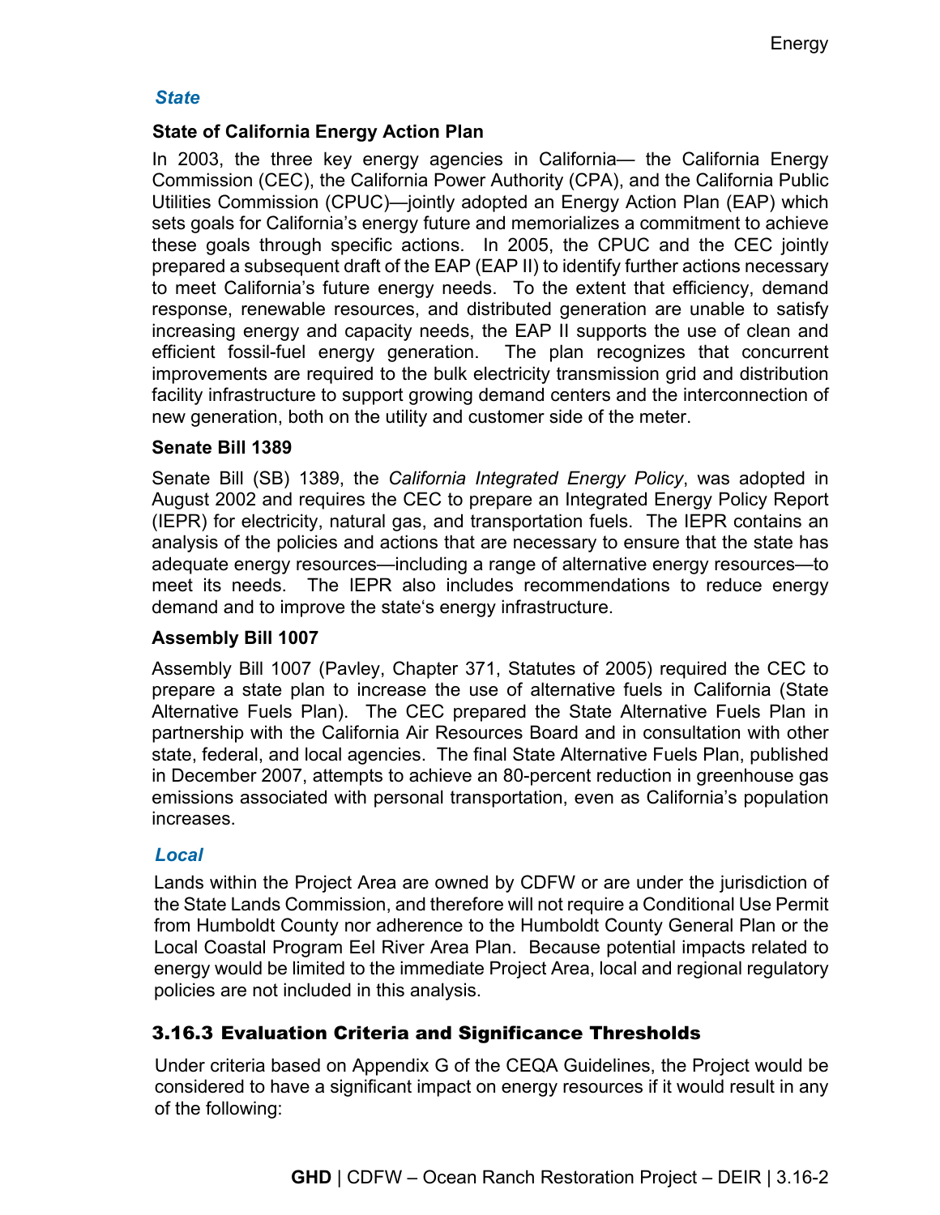### *State*

#### State of California Energy Action Plan

In 2003, the three key energy agencies in California— the California Energy Commission (CEC), the California Power Authority (CPA), and the California Public Utilities Commission (CPUC)—jointly adopted an Energy Action Plan (EAP) which sets goals for California's energy future and memorializes a commitment to achieve these goals through specific actions. In 2005, the CPUC and the CEC jointly prepared a subsequent draft of the EAP (EAP II) to identify further actions necessary to meet California's future energy needs. To the extent that efficiency, demand response, renewable resources, and distributed generation are unable to satisfy increasing energy and capacity needs, the EAP II supports the use of clean and efficient fossil-fuel energy generation. The plan recognizes that concurrent improvements are required to the bulk electricity transmission grid and distribution facility infrastructure to support growing demand centers and the interconnection of new generation, both on the utility and customer side of the meter.

#### Senate Bill 1389

Senate Bill (SB) 1389, the *California Integrated Energy Policy*, was adopted in August 2002 and requires the CEC to prepare an Integrated Energy Policy Report (IEPR) for electricity, natural gas, and transportation fuels. The IEPR contains an analysis of the policies and actions that are necessary to ensure that the state has adequate energy resources—including a range of alternative energy resources—to meet its needs. The IEPR also includes recommendations to reduce energy demand and to improve the state's energy infrastructure.

#### Assembly Bill 1007

Assembly Bill 1007 (Pavley, Chapter 371, Statutes of 2005) required the CEC to prepare a state plan to increase the use of alternative fuels in California (State Alternative Fuels Plan). The CEC prepared the State Alternative Fuels Plan in partnership with the California Air Resources Board and in consultation with other state, federal, and local agencies. The final State Alternative Fuels Plan, published in December 2007, attempts to achieve an 80-percent reduction in greenhouse gas emissions associated with personal transportation, even as California's population increases.

### *Local*

Lands within the Project Area are owned by CDFW or are under the jurisdiction of the State Lands Commission, and therefore will not require a Conditional Use Permit from Humboldt County nor adherence to the Humboldt County General Plan or the Local Coastal Program Eel River Area Plan. Because potential impacts related to energy would be limited to the immediate Project Area, local and regional regulatory policies are not included in this analysis.

## 3.16.3 Evaluation Criteria and Significance Thresholds

Under criteria based on Appendix G of the CEQA Guidelines, the Project would be considered to have a significant impact on energy resources if it would result in any of the following: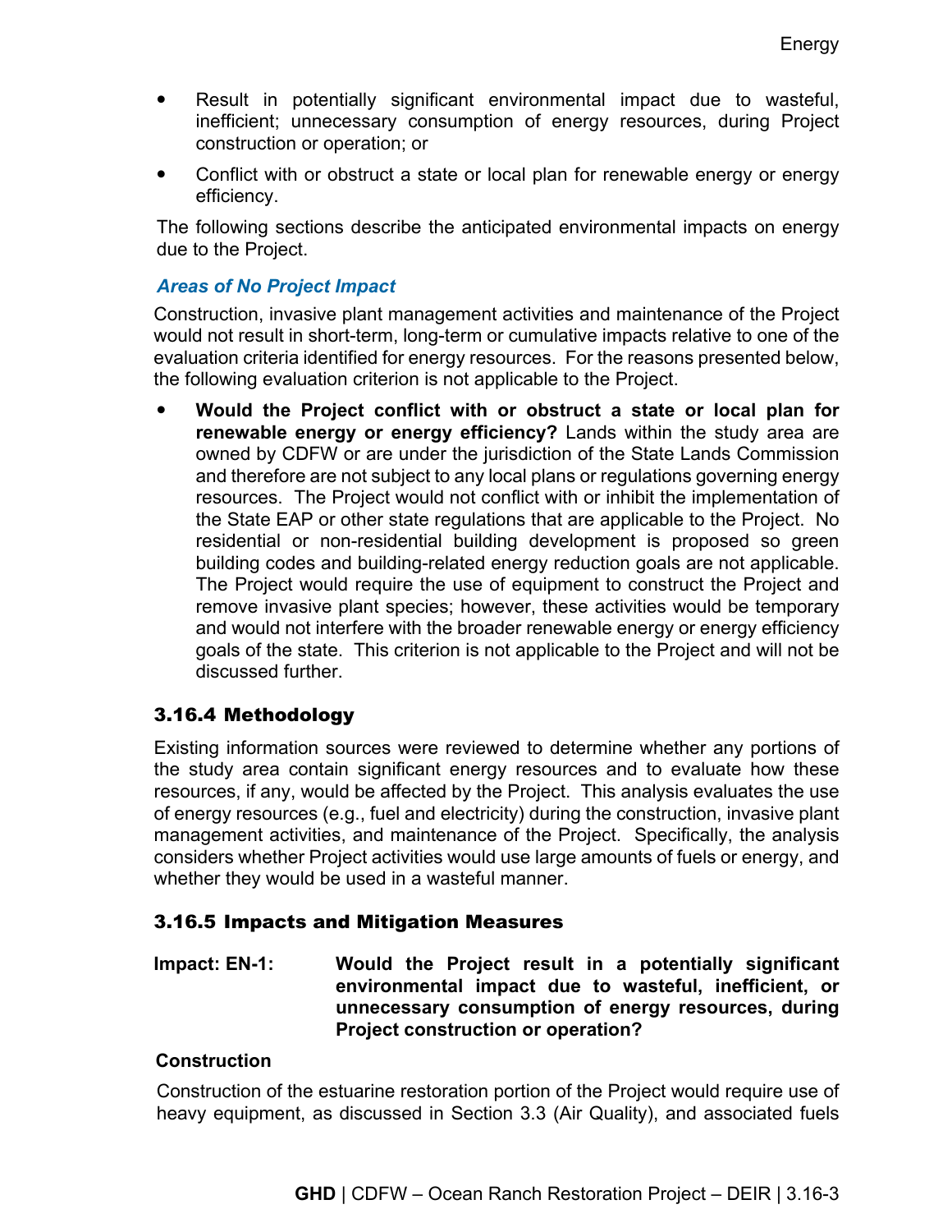- Result in potentially significant environmental impact due to wasteful, inefficient; unnecessary consumption of energy resources, during Project construction or operation; or
- Conflict with or obstruct a state or local plan for renewable energy or energy efficiency.

The following sections describe the anticipated environmental impacts on energy due to the Project.

#### *Areas of No Project Impact*

Construction, invasive plant management activities and maintenance of the Project would not result in short-term, long-term or cumulative impacts relative to one of the evaluation criteria identified for energy resources. For the reasons presented below, the following evaluation criterion is not applicable to the Project.

- **Would the Project conflict with or obstruct a state or local plan for renewable energy or energy efficiency?** Lands within the study area are owned by CDFW or are under the jurisdiction of the State Lands Commission and therefore are not subject to any local plans or regulations governing energy resources. The Project would not conflict with or inhibit the implementation of the State EAP or other state regulations that are applicable to the Project. No residential or non-residential building development is proposed so green building codes and building-related energy reduction goals are not applicable. The Project would require the use of equipment to construct the Project and remove invasive plant species; however, these activities would be temporary and would not interfere with the broader renewable energy or energy efficiency goals of the state. This criterion is not applicable to the Project and will not be discussed further.

### 3.16.4 Methodology

Existing information sources were reviewed to determine whether any portions of the study area contain significant energy resources and to evaluate how these resources, if any, would be affected by the Project. This analysis evaluates the use of energy resources (e.g., fuel and electricity) during the construction, invasive plant management activities, and maintenance of the Project. Specifically, the analysis considers whether Project activities would use large amounts of fuels or energy, and whether they would be used in a wasteful manner.

### 3.16.5 Impacts and Mitigation Measures

**Impact: EN-1: Would the Project result in a potentially significant environmental impact due to wasteful, inefficient, or unnecessary consumption of energy resources, during Project construction or operation?**

**Construction**

Construction of the estuarine restoration portion of the Project would require use of heavy equipment, as discussed in Section 3.3 (Air Quality), and associated fuels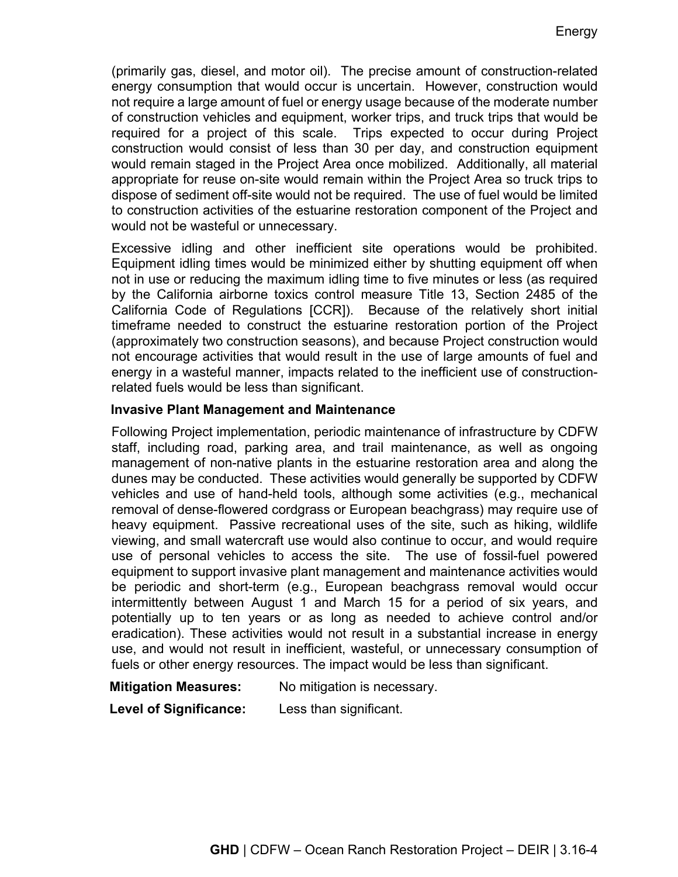(primarily gas, diesel, and motor oil). The precise amount of construction-related energy consumption that would occur is uncertain. However, construction would not require a large amount of fuel or energy usage because of the moderate number of construction vehicles and equipment, worker trips, and truck trips that would be required for a project of this scale. Trips expected to occur during Project construction would consist of less than 30 per day, and construction equipment would remain staged in the Project Area once mobilized. Additionally, all material appropriate for reuse on-site would remain within the Project Area so truck trips to dispose of sediment off-site would not be required. The use of fuel would be limited to construction activities of the estuarine restoration component of the Project and would not be wasteful or unnecessary.

Excessive idling and other inefficient site operations would be prohibited. Equipment idling times would be minimized either by shutting equipment off when not in use or reducing the maximum idling time to five minutes or less (as required by the California airborne toxics control measure Title 13, Section 2485 of the California Code of Regulations [CCR]). Because of the relatively short initial timeframe needed to construct the estuarine restoration portion of the Project (approximately two construction seasons), and because Project construction would not encourage activities that would result in the use of large amounts of fuel and energy in a wasteful manner, impacts related to the inefficient use of construction-related fuels would be less than significant.

**Invasive Plant Management and Maintenance**

Following Project implementation, periodic maintenance of infrastructure by CDFW staff, including road, parking area, and trail maintenance, as well as ongoing management of non-native plants in the estuarine restoration area and along the dunes may be conducted. These activities would generally be supported by CDFW vehicles and use of hand-held tools, although some activities (e.g., mechanical removal of dense-flowered cordgrass or European beachgrass) may require use of heavy equipment. Passive recreational uses of the site, such as hiking, wildlife viewing, and small watercraft use would also continue to occur, and would require use of personal vehicles to access the site. The use of fossil-fuel powered equipment to support invasive plant management and maintenance activities would be periodic and short-term (e.g., European beachgrass removal would occur intermittently between August 1 and March 15 for a period of six years, and potentially up to ten years or as long as needed to achieve control and/or eradication). These activities would not result in a substantial increase in energy use, and would not result in inefficient, wasteful, or unnecessary consumption of fuels or other energy resources. The impact would be less than significant.

**Mitigation Measures:** No mitigation is necessary.

**Level of Significance:** Less than significant.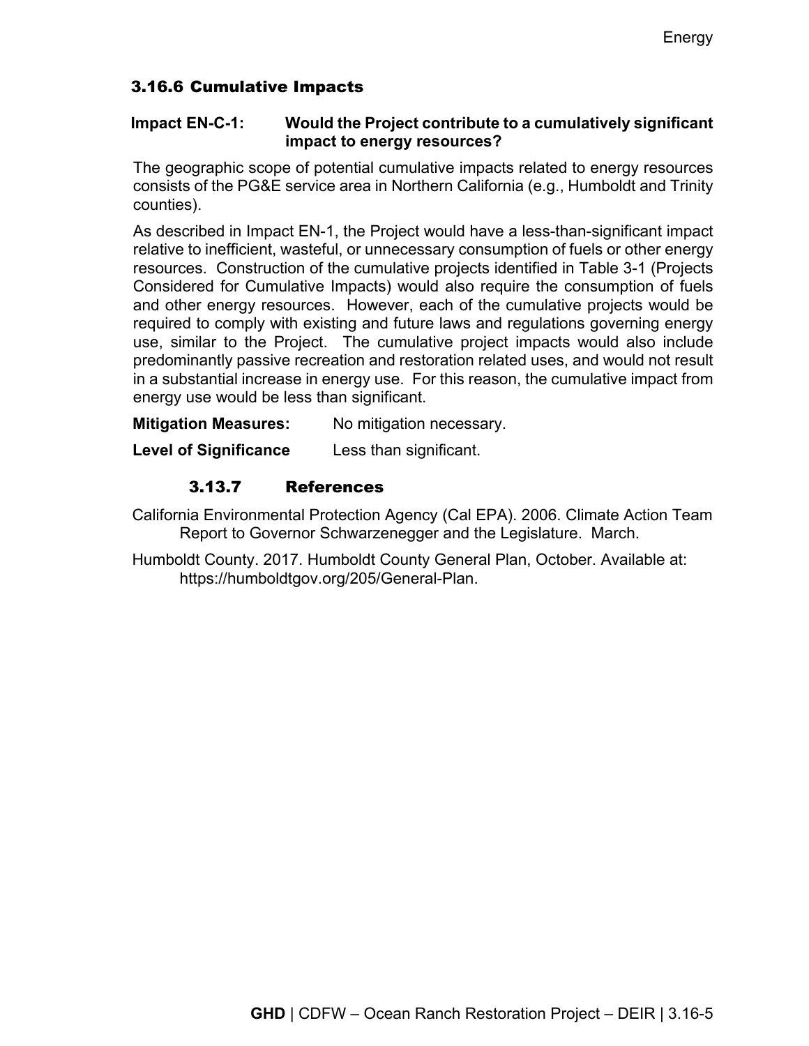### 3.16.6 Cumulative Impacts

**Impact EN-C-1: Would the Project contribute to a cumulatively significant impact to energy resources?**

The geographic scope of potential cumulative impacts related to energy resources consists of the PG&E service area in Northern California (e.g., Humboldt and Trinity counties).

As described in Impact EN-1, the Project would have a less-than-significant impact relative to inefficient, wasteful, or unnecessary consumption of fuels or other energy resources. Construction of the cumulative projects identified in Table 3-1 (Projects Considered for Cumulative Impacts) would also require the consumption of fuels and other energy resources. However, each of the cumulative projects would be required to comply with existing and future laws and regulations governing energy use, similar to the Project. The cumulative project impacts would also include predominantly passive recreation and restoration related uses, and would not result in a substantial increase in energy use. For this reason, the cumulative impact from energy use would be less than significant.

**Mitigation Measures:** No mitigation necessary.

**Level of Significance** Less than significant.

### 3.13.7 References

California Environmental Protection Agency (Cal EPA). 2006. Climate Action Team Report to Governor Schwarzenegger and the Legislature. March.

Humboldt County. 2017. Humboldt County General Plan, October. Available at: https://humboldtgov.org/205/General-Plan.